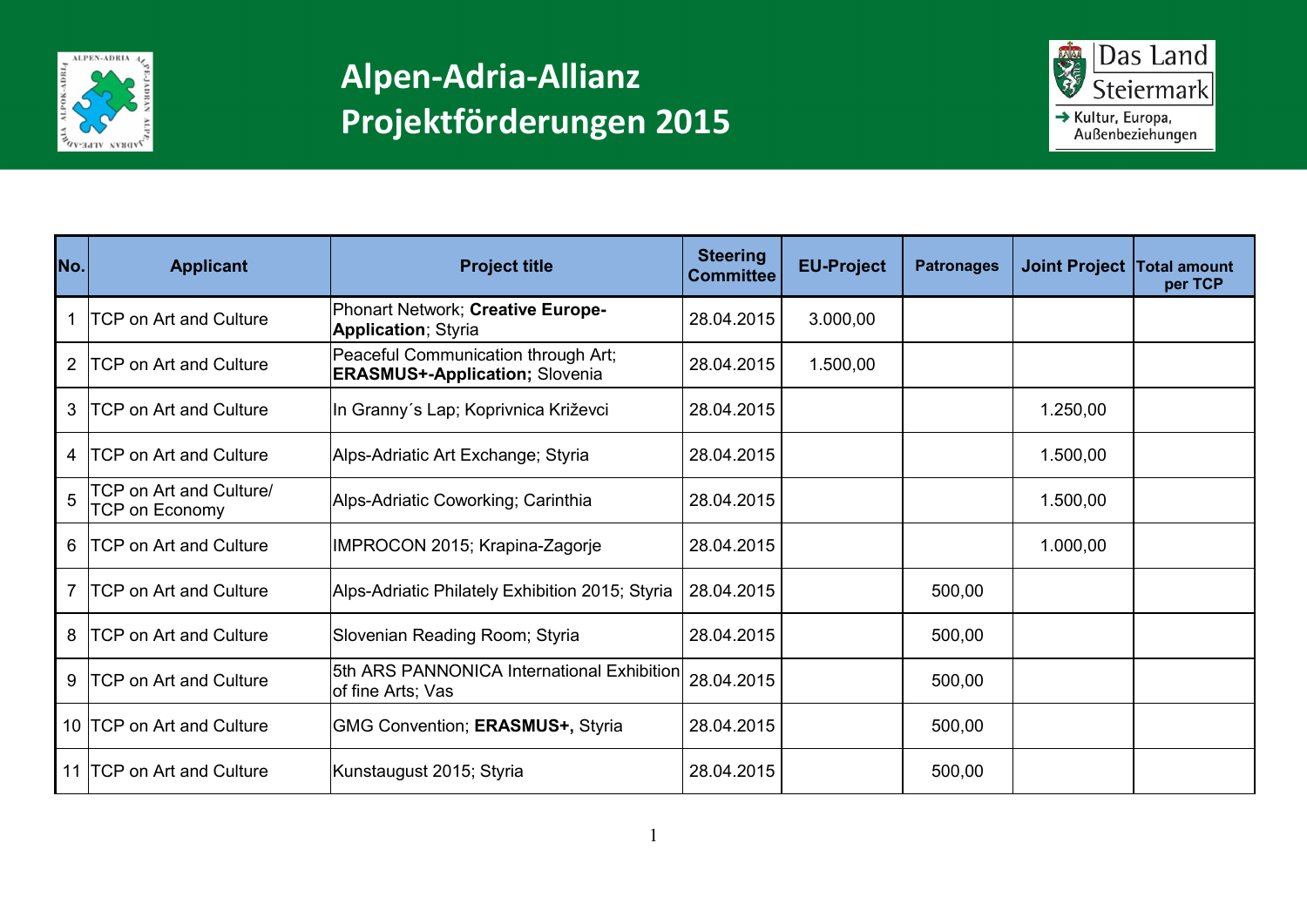# Alpen-Adria-Allianz Projektförderungen 2015

Das Land Steiermark
→ Kultur, Europa, Außenbeziehungen

| No. | Applicant | Project title | Steering Committee | EU-Project | Patronages | Joint Project | Total amount per TCP |
|---|---|---|---|---|---|---|---|
| 1 | TCP on Art and Culture | Phonart Network; **Creative Europe-Application**; Styria | 28.04.2015 | 3.000,00 | | | |
| 2 | TCP on Art and Culture | Peaceful Communication through Art; **ERASMUS+-Application;** Slovenia | 28.04.2015 | 1.500,00 | | | |
| 3 | TCP on Art and Culture | In Granny´s Lap; Koprivnica Križevci | 28.04.2015 | | | 1.250,00 | |
| 4 | TCP on Art and Culture | Alps-Adriatic Art Exchange; Styria | 28.04.2015 | | | 1.500,00 | |
| 5 | TCP on Art and Culture/ TCP on Economy | Alps-Adriatic Coworking; Carinthia | 28.04.2015 | | | 1.500,00 | |
| 6 | TCP on Art and Culture | IMPROCON 2015; Krapina-Zagorje | 28.04.2015 | | | 1.000,00 | |
| 7 | TCP on Art and Culture | Alps-Adriatic Philately Exhibition 2015; Styria | 28.04.2015 | | 500,00 | | |
| 8 | TCP on Art and Culture | Slovenian Reading Room; Styria | 28.04.2015 | | 500,00 | | |
| 9 | TCP on Art and Culture | 5th ARS PANNONICA International Exhibition of fine Arts; Vas | 28.04.2015 | | 500,00 | | |
| 10 | TCP on Art and Culture | GMG Convention; **ERASMUS+,** Styria | 28.04.2015 | | 500,00 | | |
| 11 | TCP on Art and Culture | Kunstaugust 2015; Styria | 28.04.2015 | | 500,00 | | |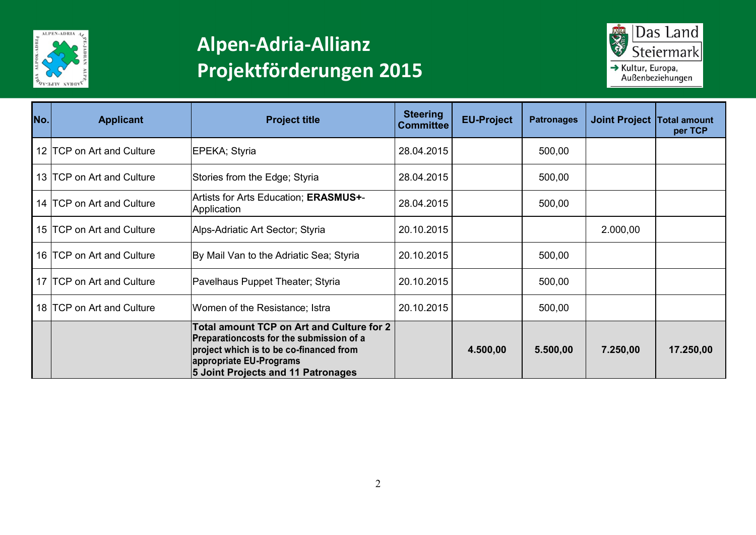# Alpen-Adria-Allianz
# Projektförderungen 2015

Das Land Steiermark
→ Kultur, Europa, Außenbeziehungen

| No. | Applicant | Project title | Steering Committee | EU-Project | Patronages | Joint Project | Total amount per TCP |
|---|---|---|---|---|---|---|---|
| 12 | TCP on Art and Culture | EPEKA; Styria | 28.04.2015 | | 500,00 | | |
| 13 | TCP on Art and Culture | Stories from the Edge; Styria | 28.04.2015 | | 500,00 | | |
| 14 | TCP on Art and Culture | Artists for Arts Education; **ERASMUS+**-Application | 28.04.2015 | | 500,00 | | |
| 15 | TCP on Art and Culture | Alps-Adriatic Art Sector; Styria | 20.10.2015 | | | 2.000,00 | |
| 16 | TCP on Art and Culture | By Mail Van to the Adriatic Sea; Styria | 20.10.2015 | | 500,00 | | |
| 17 | TCP on Art and Culture | Pavelhaus Puppet Theater; Styria | 20.10.2015 | | 500,00 | | |
| 18 | TCP on Art and Culture | Women of the Resistance; Istra | 20.10.2015 | | 500,00 | | |
| | | **Total amount TCP on Art and Culture for 2 Preparationcosts for the submission of a project which is to be co-financed from appropriate EU-Programs 5 Joint Projects and 11 Patronages** | | **4.500,00** | **5.500,00** | **7.250,00** | **17.250,00** |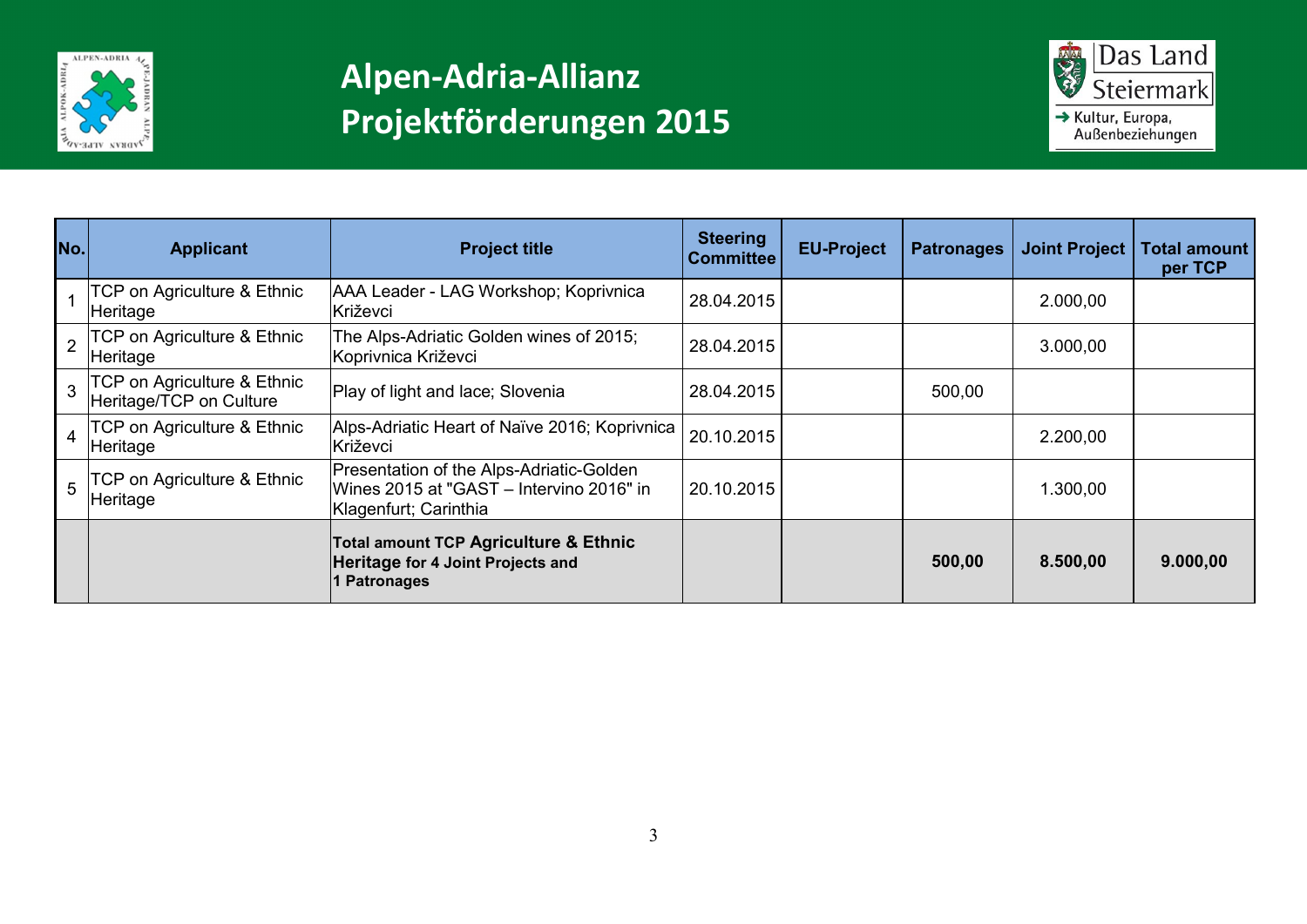# Alpen-Adria-Allianz Projektförderungen 2015

| No. | Applicant | Project title | Steering Committee | EU-Project | Patronages | Joint Project | Total amount per TCP |
|---|---|---|---|---|---|---|---|
| 1 | TCP on Agriculture & Ethnic Heritage | AAA Leader - LAG Workshop; Koprivnica Križevci | 28.04.2015 | | | 2.000,00 | |
| 2 | TCP on Agriculture & Ethnic Heritage | The Alps-Adriatic Golden wines of 2015; Koprivnica Križevci | 28.04.2015 | | | 3.000,00 | |
| 3 | TCP on Agriculture & Ethnic Heritage/TCP on Culture | Play of light and lace; Slovenia | 28.04.2015 | | 500,00 | | |
| 4 | TCP on Agriculture & Ethnic Heritage | Alps-Adriatic Heart of Naïve 2016; Koprivnica Križevci | 20.10.2015 | | | 2.200,00 | |
| 5 | TCP on Agriculture & Ethnic Heritage | Presentation of the Alps-Adriatic-Golden Wines 2015 at "GAST – Intervino 2016" in Klagenfurt; Carinthia | 20.10.2015 | | | 1.300,00 | |
| | | **Total amount TCP Agriculture & Ethnic Heritage for 4 Joint Projects and 1 Patronages** | | | **500,00** | **8.500,00** | **9.000,00** |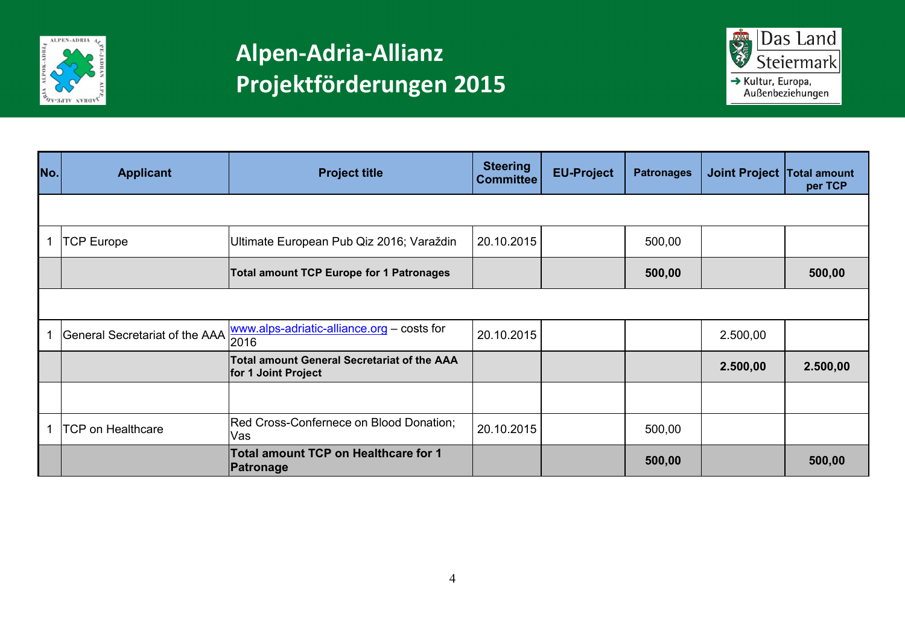# Alpen-Adria-Allianz
# Projektförderungen 2015

| No. | Applicant | Project title | Steering Committee | EU-Project | Patronages | Joint Project | Total amount per TCP |
|---|---|---|---|---|---|---|---|
| | | | | | | | |
| 1 | TCP Europe | Ultimate European Pub Qiz 2016; Varaždin | 20.10.2015 | | 500,00 | | |
| | | **Total amount TCP Europe for 1 Patronages** | | | **500,00** | | **500,00** |
| | | | | | | | |
| 1 | General Secretariat of the AAA | www.alps-adriatic-alliance.org – costs for 2016 | 20.10.2015 | | | 2.500,00 | |
| | | **Total amount General Secretariat of the AAA for 1 Joint Project** | | | | **2.500,00** | **2.500,00** |
| | | | | | | | |
| 1 | TCP on Healthcare | Red Cross-Confernece on Blood Donation; Vas | 20.10.2015 | | 500,00 | | |
| | | **Total amount TCP on Healthcare for 1 Patronage** | | | **500,00** | | **500,00** |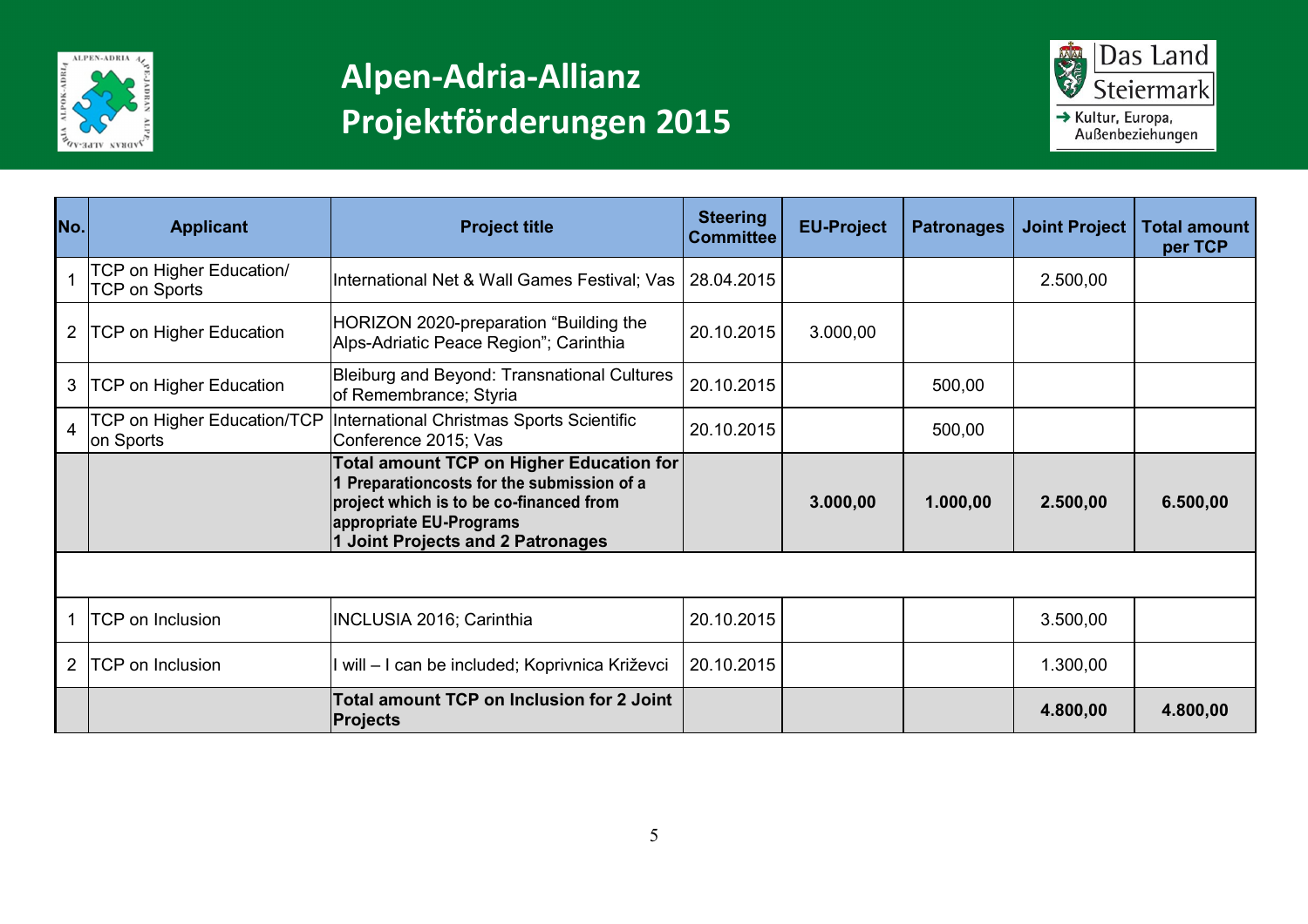# Alpen-Adria-Allianz Projektförderungen 2015

Das Land Steiermark
→ Kultur, Europa, Außenbeziehungen

| No. | Applicant | Project title | Steering Committee | EU-Project | Patronages | Joint Project | Total amount per TCP |
|---|---|---|---|---|---|---|---|
| 1 | TCP on Higher Education/ TCP on Sports | International Net & Wall Games Festival; Vas | 28.04.2015 | | | 2.500,00 | |
| 2 | TCP on Higher Education | HORIZON 2020-preparation "Building the Alps-Adriatic Peace Region"; Carinthia | 20.10.2015 | 3.000,00 | | | |
| 3 | TCP on Higher Education | Bleiburg and Beyond: Transnational Cultures of Remembrance; Styria | 20.10.2015 | | 500,00 | | |
| 4 | TCP on Higher Education/TCP on Sports | International Christmas Sports Scientific Conference 2015; Vas | 20.10.2015 | | 500,00 | | |
| | | **Total amount TCP on Higher Education for 1 Preparationcosts for the submission of a project which is to be co-financed from appropriate EU-Programs 1 Joint Projects and 2 Patronages** | | **3.000,00** | **1.000,00** | **2.500,00** | **6.500,00** |
| | | | | | | | |
| 1 | TCP on Inclusion | INCLUSIA 2016; Carinthia | 20.10.2015 | | | 3.500,00 | |
| 2 | TCP on Inclusion | I will – I can be included; Koprivnica Križevci | 20.10.2015 | | | 1.300,00 | |
| | | **Total amount TCP on Inclusion for 2 Joint Projects** | | | | **4.800,00** | **4.800,00** |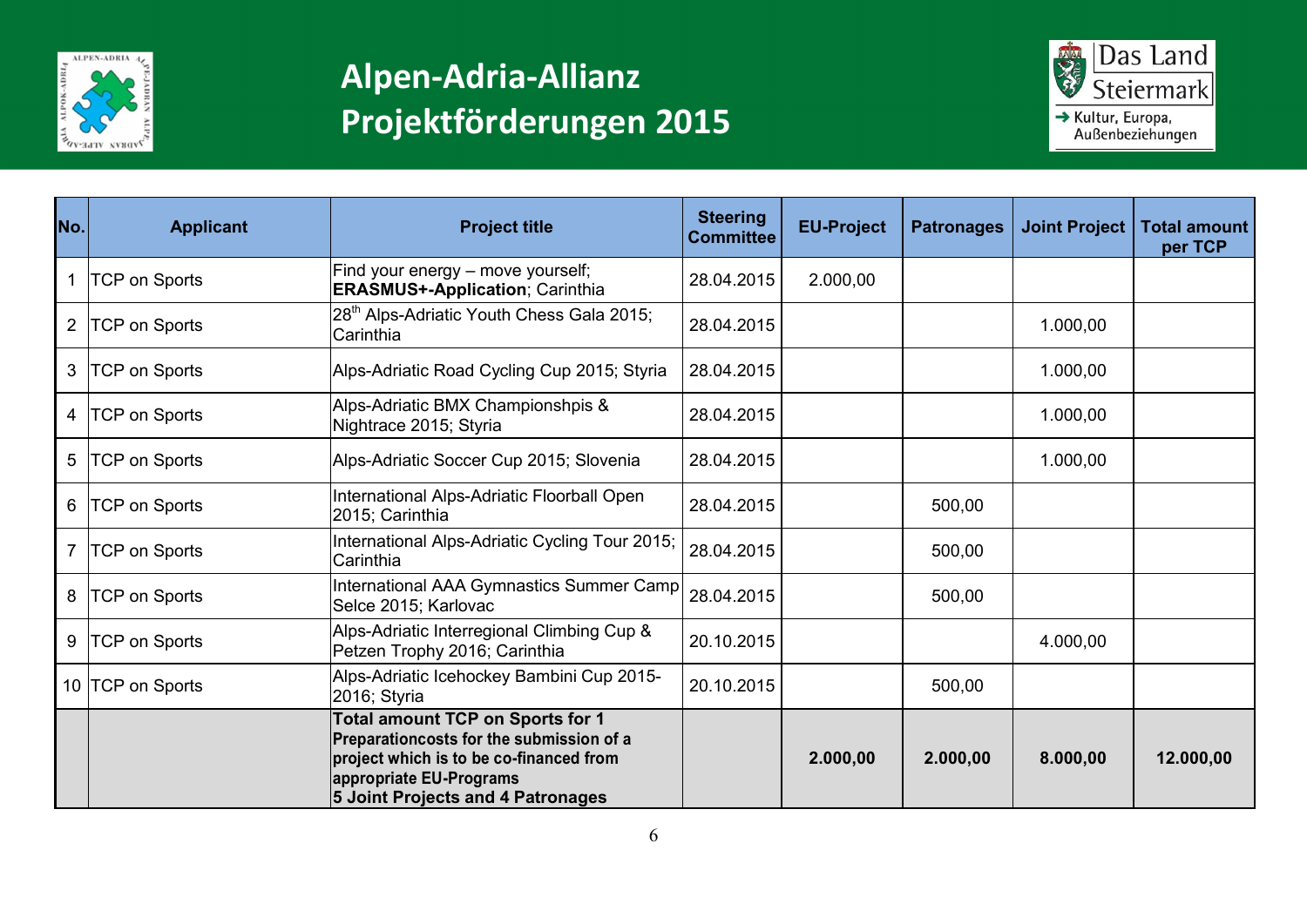# Alpen-Adria-Allianz Projektförderungen 2015

Das Land Steiermark
→ Kultur, Europa, Außenbeziehungen

| No. | Applicant | Project title | Steering Committee | EU-Project | Patronages | Joint Project | Total amount per TCP |
|---|---|---|---|---|---|---|---|
| 1 | TCP on Sports | Find your energy – move yourself; **ERASMUS+-Application**; Carinthia | 28.04.2015 | 2.000,00 | | | |
| 2 | TCP on Sports | 28th Alps-Adriatic Youth Chess Gala 2015; Carinthia | 28.04.2015 | | | 1.000,00 | |
| 3 | TCP on Sports | Alps-Adriatic Road Cycling Cup 2015; Styria | 28.04.2015 | | | 1.000,00 | |
| 4 | TCP on Sports | Alps-Adriatic BMX Championshpis & Nightrace 2015; Styria | 28.04.2015 | | | 1.000,00 | |
| 5 | TCP on Sports | Alps-Adriatic Soccer Cup 2015; Slovenia | 28.04.2015 | | | 1.000,00 | |
| 6 | TCP on Sports | International Alps-Adriatic Floorball Open 2015; Carinthia | 28.04.2015 | | 500,00 | | |
| 7 | TCP on Sports | International Alps-Adriatic Cycling Tour 2015; Carinthia | 28.04.2015 | | 500,00 | | |
| 8 | TCP on Sports | International AAA Gymnastics Summer Camp Selce 2015; Karlovac | 28.04.2015 | | 500,00 | | |
| 9 | TCP on Sports | Alps-Adriatic Interregional Climbing Cup & Petzen Trophy 2016; Carinthia | 20.10.2015 | | | 4.000,00 | |
| 10 | TCP on Sports | Alps-Adriatic Icehockey Bambini Cup 2015-2016; Styria | 20.10.2015 | | 500,00 | | |
| | | **Total amount TCP on Sports for 1 Preparationcosts for the submission of a project which is to be co-financed from appropriate EU-Programs 5 Joint Projects and 4 Patronages** | | **2.000,00** | **2.000,00** | **8.000,00** | **12.000,00** |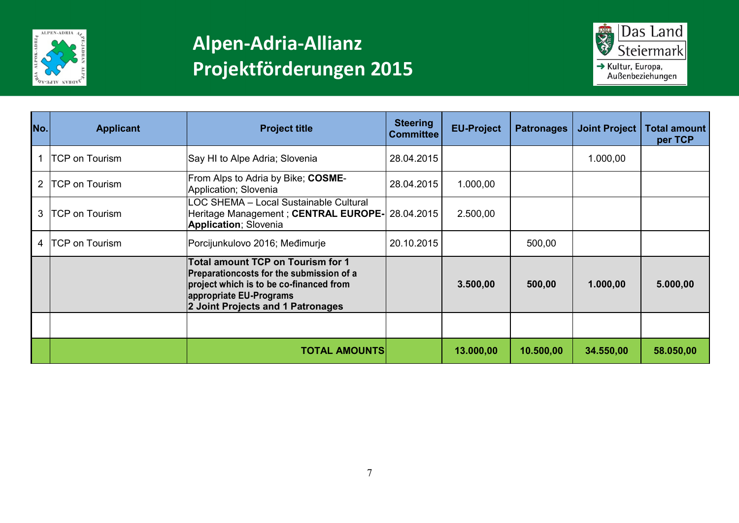# Alpen-Adria-Allianz
# Projektförderungen 2015

Das Land Steiermark
→ Kultur, Europa, Außenbeziehungen

| No. | Applicant | Project title | Steering Committee | EU-Project | Patronages | Joint Project | Total amount per TCP |
|---|---|---|---|---|---|---|---|
| 1 | TCP on Tourism | Say HI to Alpe Adria; Slovenia | 28.04.2015 | | | 1.000,00 | |
| 2 | TCP on Tourism | From Alps to Adria by Bike; **COSME**-Application; Slovenia | 28.04.2015 | 1.000,00 | | | |
| 3 | TCP on Tourism | LOC SHEMA – Local Sustainable Cultural Heritage Management ; **CENTRAL EUROPE-Application**; Slovenia | 28.04.2015 | 2.500,00 | | | |
| 4 | TCP on Tourism | Porcijunkulovo 2016; Međimurje | 20.10.2015 | | 500,00 | | |
| | | **Total amount TCP on Tourism for 1 Preparationcosts for the submission of a project which is to be co-financed from appropriate EU-Programs 2 Joint Projects and 1 Patronages** | | **3.500,00** | **500,00** | **1.000,00** | **5.000,00** |
| | | | | | | | |
| | | **TOTAL AMOUNTS** | | **13.000,00** | **10.500,00** | **34.550,00** | **58.050,00** |